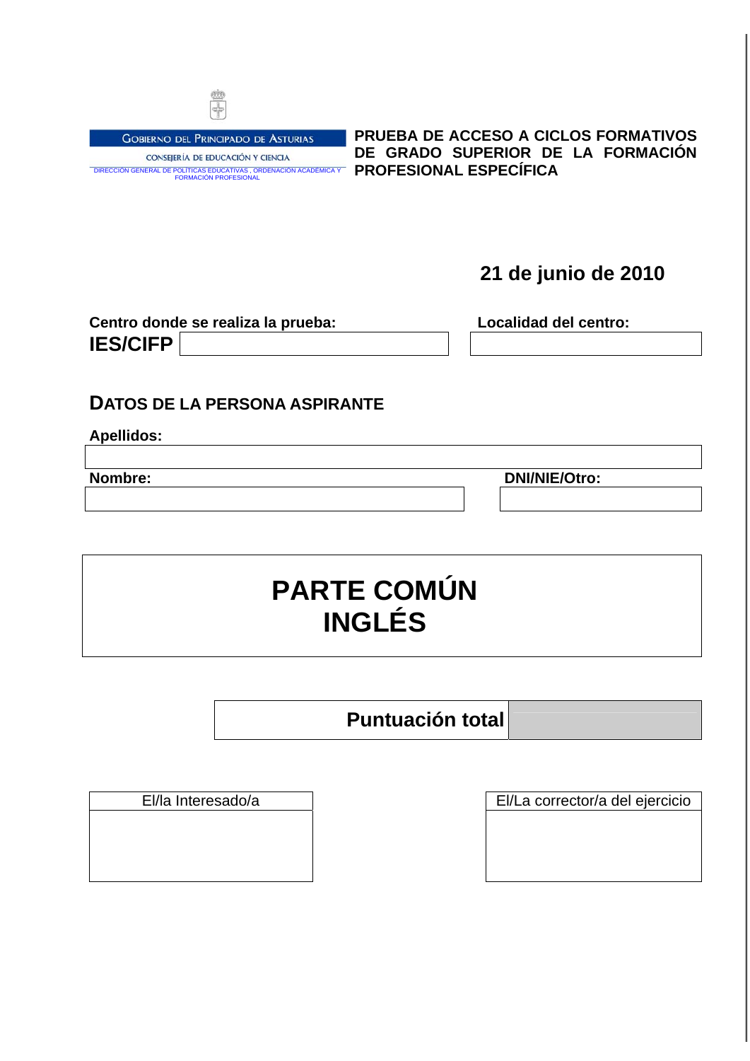GOBIERNO DEL PRINCIPADO DE ASTURIAS

CONSEJERÍA DE EDUCACIÓN Y CIENCIA

DIRECCIÓN GENERAL DE POLÍTICAS EDUCATIVAS, ORDENACIÓN ACADÉMICA Y FORMACIÓN PROFESIONAL

**PRUEBA DE ACCESO A CICLOS FORMATIVOS DE GRADO SUPERIOR DE LA FORMACIÓN PROFESIONAL ESPECÍFICA**

**21 de junio de 2010**

| **Centro donde se realiza la prueba:** | **Localidad del centro:** |
|---|---|
| **IES/CIFP** | |

## DATOS DE LA PERSONA ASPIRANTE

**Apellidos:**

| **Nombre:** | **DNI/NIE/Otro:** |
|---|---|
| | |

# PARTE COMÚN
# INGLÉS

| **Puntuación total** | |
|---|---|

| El/la Interesado/a | El/La corrector/a del ejercicio |
|---|---|
| | |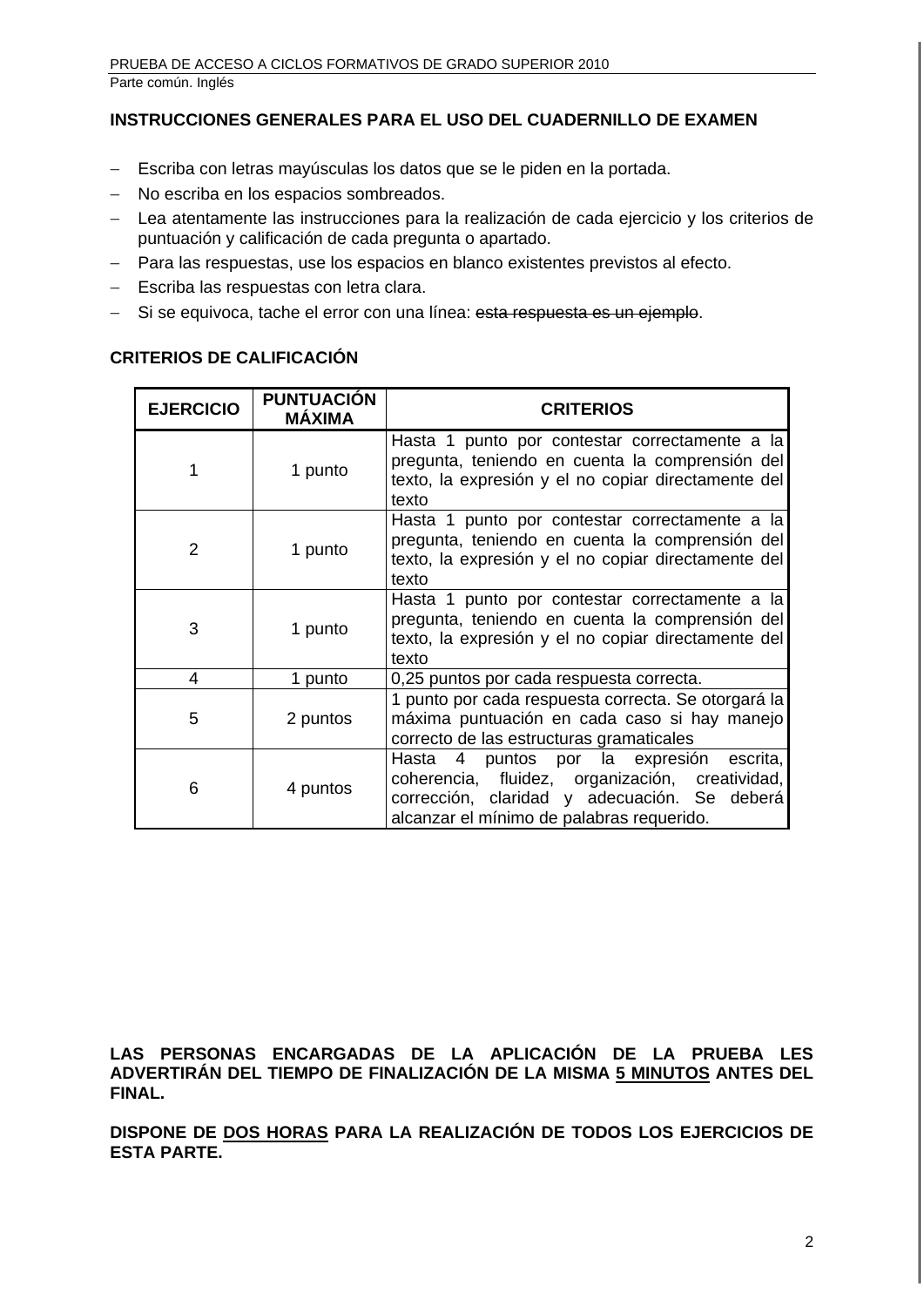**INSTRUCCIONES GENERALES PARA EL USO DEL CUADERNILLO DE EXAMEN**

- Escriba con letras mayúsculas los datos que se le piden en la portada.
- No escriba en los espacios sombreados.
- Lea atentamente las instrucciones para la realización de cada ejercicio y los criterios de puntuación y calificación de cada pregunta o apartado.
- Para las respuestas, use los espacios en blanco existentes previstos al efecto.
- Escriba las respuestas con letra clara.
- Si se equivoca, tache el error con una línea: ~~esta respuesta es un ejemplo~~.

**CRITERIOS DE CALIFICACIÓN**

| EJERCICIO | PUNTUACIÓN MÁXIMA | CRITERIOS |
|---|---|---|
| 1 | 1 punto | Hasta 1 punto por contestar correctamente a la pregunta, teniendo en cuenta la comprensión del texto, la expresión y el no copiar directamente del texto |
| 2 | 1 punto | Hasta 1 punto por contestar correctamente a la pregunta, teniendo en cuenta la comprensión del texto, la expresión y el no copiar directamente del texto |
| 3 | 1 punto | Hasta 1 punto por contestar correctamente a la pregunta, teniendo en cuenta la comprensión del texto, la expresión y el no copiar directamente del texto |
| 4 | 1 punto | 0,25 puntos por cada respuesta correcta. |
| 5 | 2 puntos | 1 punto por cada respuesta correcta. Se otorgará la máxima puntuación en cada caso si hay manejo correcto de las estructuras gramaticales |
| 6 | 4 puntos | Hasta 4 puntos por la expresión escrita, coherencia, fluidez, organización, creatividad, corrección, claridad y adecuación. Se deberá alcanzar el mínimo de palabras requerido. |

**LAS PERSONAS ENCARGADAS DE LA APLICACIÓN DE LA PRUEBA LES ADVERTIRÁN DEL TIEMPO DE FINALIZACIÓN DE LA MISMA 5 MINUTOS ANTES DEL FINAL.**

**DISPONE DE DOS HORAS PARA LA REALIZACIÓN DE TODOS LOS EJERCICIOS DE ESTA PARTE.**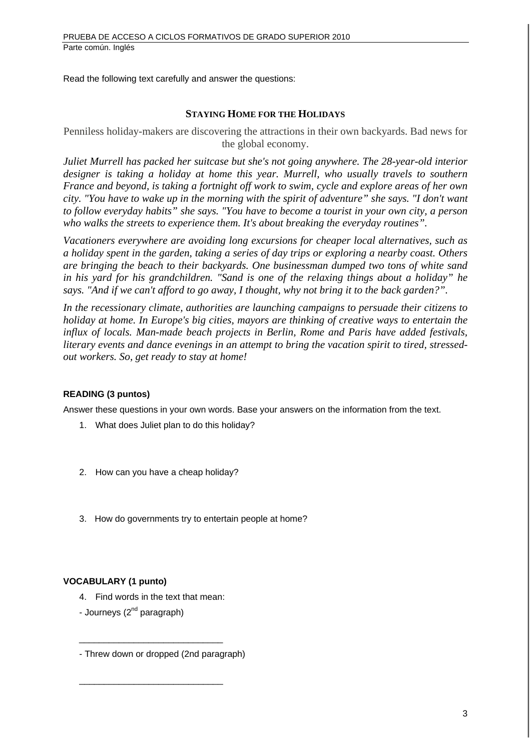Read the following text carefully and answer the questions:

## STAYING HOME FOR THE HOLIDAYS

Penniless holiday-makers are discovering the attractions in their own backyards. Bad news for the global economy.

*Juliet Murrell has packed her suitcase but she's not going anywhere. The 28-year-old interior designer is taking a holiday at home this year. Murrell, who usually travels to southern France and beyond, is taking a fortnight off work to swim, cycle and explore areas of her own city. "You have to wake up in the morning with the spirit of adventure" she says. "I don't want to follow everyday habits" she says. "You have to become a tourist in your own city, a person who walks the streets to experience them. It's about breaking the everyday routines".*

*Vacationers everywhere are avoiding long excursions for cheaper local alternatives, such as a holiday spent in the garden, taking a series of day trips or exploring a nearby coast. Others are bringing the beach to their backyards. One businessman dumped two tons of white sand in his yard for his grandchildren. "Sand is one of the relaxing things about a holiday" he says. "And if we can't afford to go away, I thought, why not bring it to the back garden?".*

*In the recessionary climate, authorities are launching campaigns to persuade their citizens to holiday at home. In Europe's big cities, mayors are thinking of creative ways to entertain the influx of locals. Man-made beach projects in Berlin, Rome and Paris have added festivals, literary events and dance evenings in an attempt to bring the vacation spirit to tired, stressed-out workers. So, get ready to stay at home!*

**READING (3 puntos)**

Answer these questions in your own words. Base your answers on the information from the text.

1. What does Juliet plan to do this holiday?

2. How can you have a cheap holiday?

3. How do governments try to entertain people at home?

**VOCABULARY (1 punto)**

4. Find words in the text that mean:

- Journeys (2nd paragraph)

_____________________________

- Threw down or dropped (2nd paragraph)

_____________________________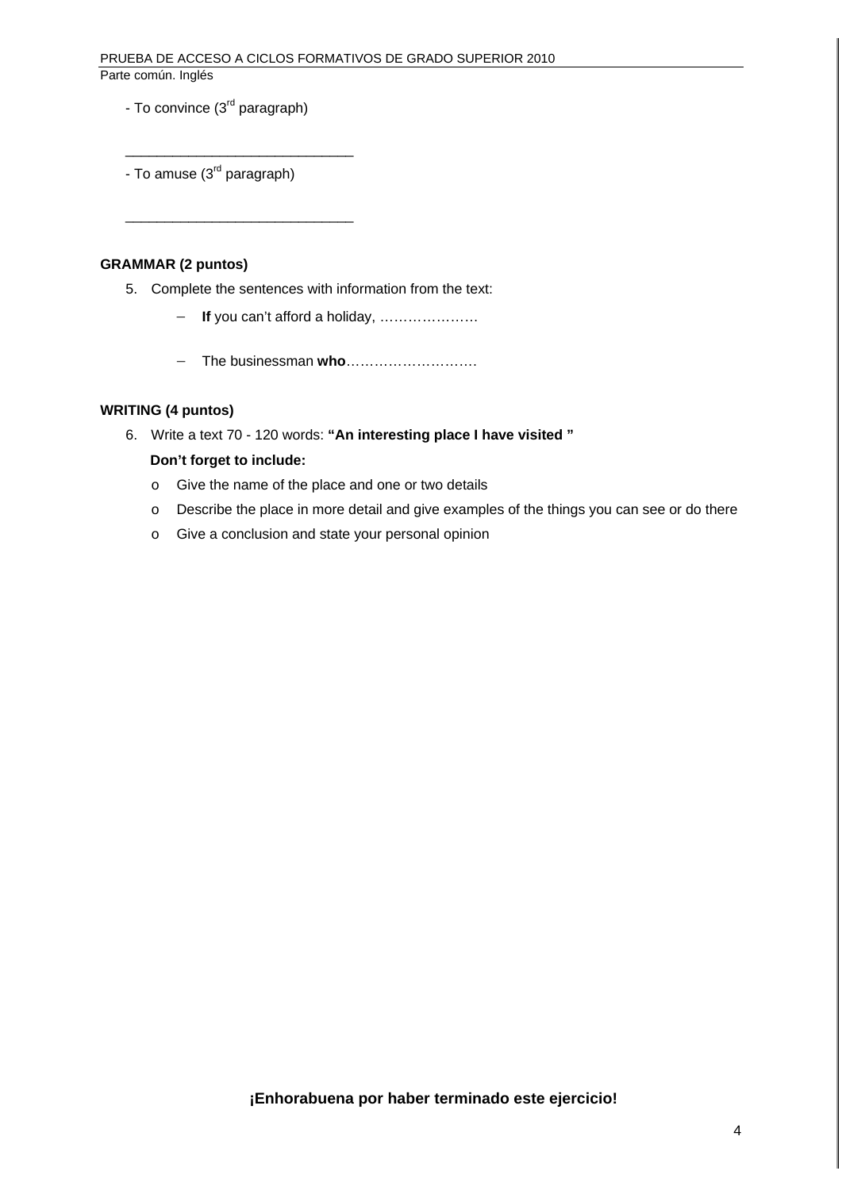- To convince (3rd paragraph)

______________________________

- To amuse (3rd paragraph)

______________________________

**GRAMMAR (2 puntos)**

5. Complete the sentences with information from the text:

   - **If** you can't afford a holiday, …………………

   - The businessman **who**………………………

**WRITING (4 puntos)**

6. Write a text 70 - 120 words: **"An interesting place I have visited "**

   **Don't forget to include:**

   - Give the name of the place and one or two details
   - Describe the place in more detail and give examples of the things you can see or do there
   - Give a conclusion and state your personal opinion

**¡Enhorabuena por haber terminado este ejercicio!**